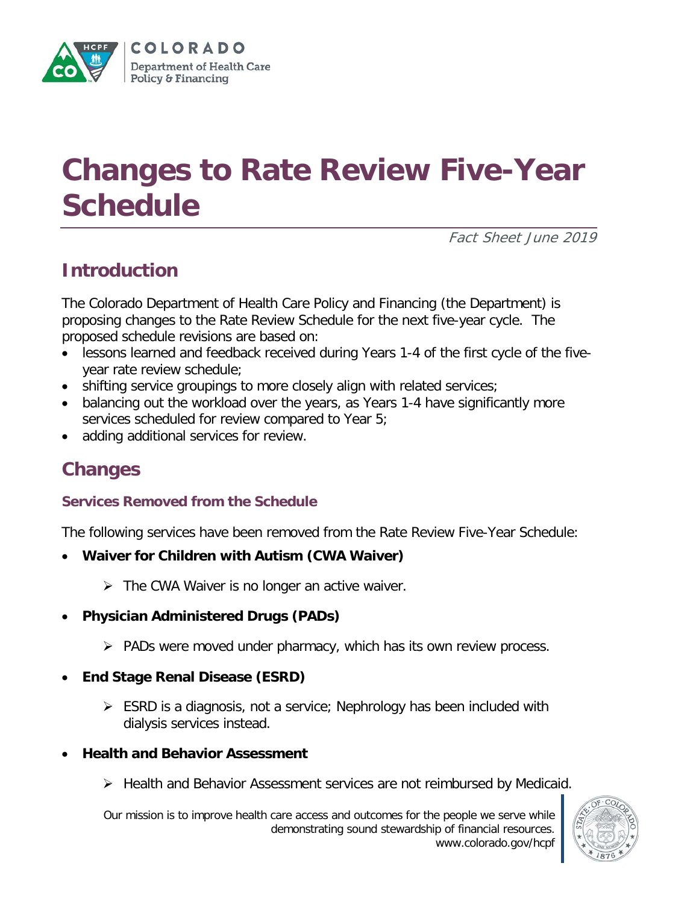# Changes to Rate Review Five-Year Schedule

*Fact Sheet June 2019*

## Introduction

The Colorado Department of Health Care Policy and Financing (the Department) is proposing changes to the Rate Review Schedule for the next five-year cycle. The proposed schedule revisions are based on:

- lessons learned and feedback received during Years 1-4 of the first cycle of the five-year rate review schedule;
- shifting service groupings to more closely align with related services;
- balancing out the workload over the years, as Years 1-4 have significantly more services scheduled for review compared to Year 5;
- adding additional services for review.

## Changes

### Services Removed from the Schedule

The following services have been removed from the Rate Review Five-Year Schedule:

- **Waiver for Children with Autism (CWA Waiver)**
  - The CWA Waiver is no longer an active waiver.
- **Physician Administered Drugs (PADs)**
  - PADs were moved under pharmacy, which has its own review process.
- **End Stage Renal Disease (ESRD)**
  - ESRD is a diagnosis, not a service; Nephrology has been included with dialysis services instead.
- **Health and Behavior Assessment**
  - Health and Behavior Assessment services are not reimbursed by Medicaid.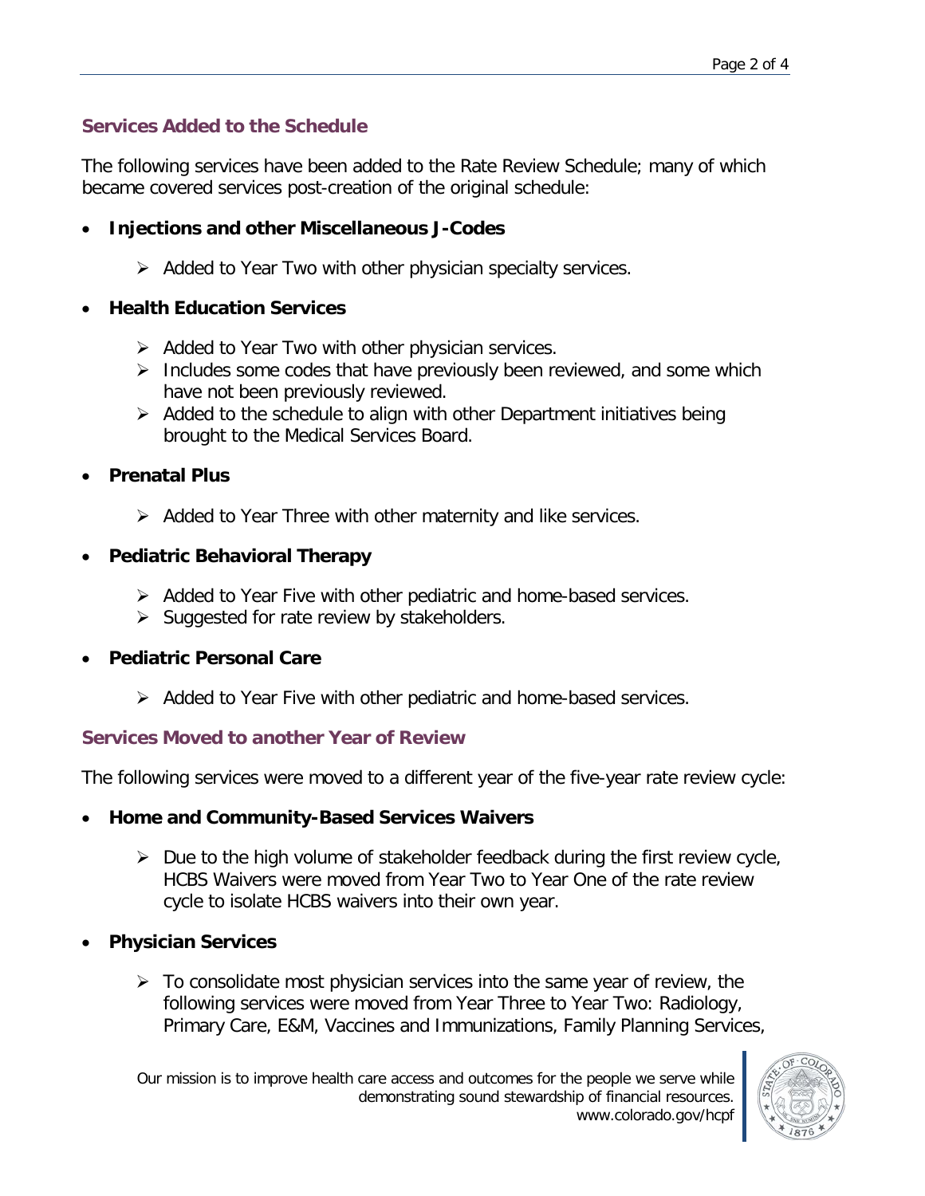## Services Added to the Schedule

The following services have been added to the Rate Review Schedule; many of which became covered services post-creation of the original schedule:

- **Injections and other Miscellaneous J-Codes**
  - Added to Year Two with other physician specialty services.
- **Health Education Services**
  - Added to Year Two with other physician services.
  - Includes some codes that have previously been reviewed, and some which have not been previously reviewed.
  - Added to the schedule to align with other Department initiatives being brought to the Medical Services Board.
- **Prenatal Plus**
  - Added to Year Three with other maternity and like services.
- **Pediatric Behavioral Therapy**
  - Added to Year Five with other pediatric and home-based services.
  - Suggested for rate review by stakeholders.
- **Pediatric Personal Care**
  - Added to Year Five with other pediatric and home-based services.

## Services Moved to another Year of Review

The following services were moved to a different year of the five-year rate review cycle:

- **Home and Community-Based Services Waivers**
  - Due to the high volume of stakeholder feedback during the first review cycle, HCBS Waivers were moved from Year Two to Year One of the rate review cycle to isolate HCBS waivers into their own year.
- **Physician Services**
  - To consolidate most physician services into the same year of review, the following services were moved from Year Three to Year Two: Radiology, Primary Care, E&M, Vaccines and Immunizations, Family Planning Services,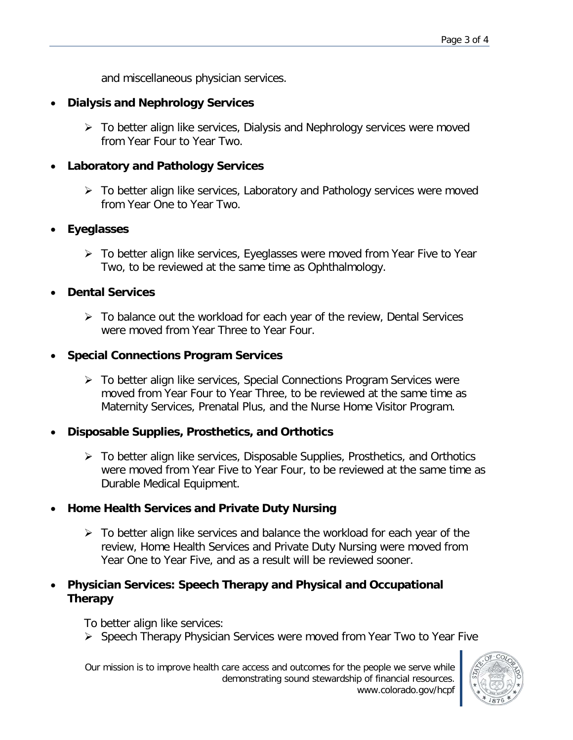and miscellaneous physician services.

- **Dialysis and Nephrology Services**
  - To better align like services, Dialysis and Nephrology services were moved from Year Four to Year Two.
- **Laboratory and Pathology Services**
  - To better align like services, Laboratory and Pathology services were moved from Year One to Year Two.
- **Eyeglasses**
  - To better align like services, Eyeglasses were moved from Year Five to Year Two, to be reviewed at the same time as Ophthalmology.
- **Dental Services**
  - To balance out the workload for each year of the review, Dental Services were moved from Year Three to Year Four.
- **Special Connections Program Services**
  - To better align like services, Special Connections Program Services were moved from Year Four to Year Three, to be reviewed at the same time as Maternity Services, Prenatal Plus, and the Nurse Home Visitor Program.
- **Disposable Supplies, Prosthetics, and Orthotics**
  - To better align like services, Disposable Supplies, Prosthetics, and Orthotics were moved from Year Five to Year Four, to be reviewed at the same time as Durable Medical Equipment.
- **Home Health Services and Private Duty Nursing**
  - To better align like services and balance the workload for each year of the review, Home Health Services and Private Duty Nursing were moved from Year One to Year Five, and as a result will be reviewed sooner.
- **Physician Services: Speech Therapy and Physical and Occupational Therapy**

  To better align like services:
  - Speech Therapy Physician Services were moved from Year Two to Year Five

Our mission is to improve health care access and outcomes for the people we serve while demonstrating sound stewardship of financial resources.
www.colorado.gov/hcpf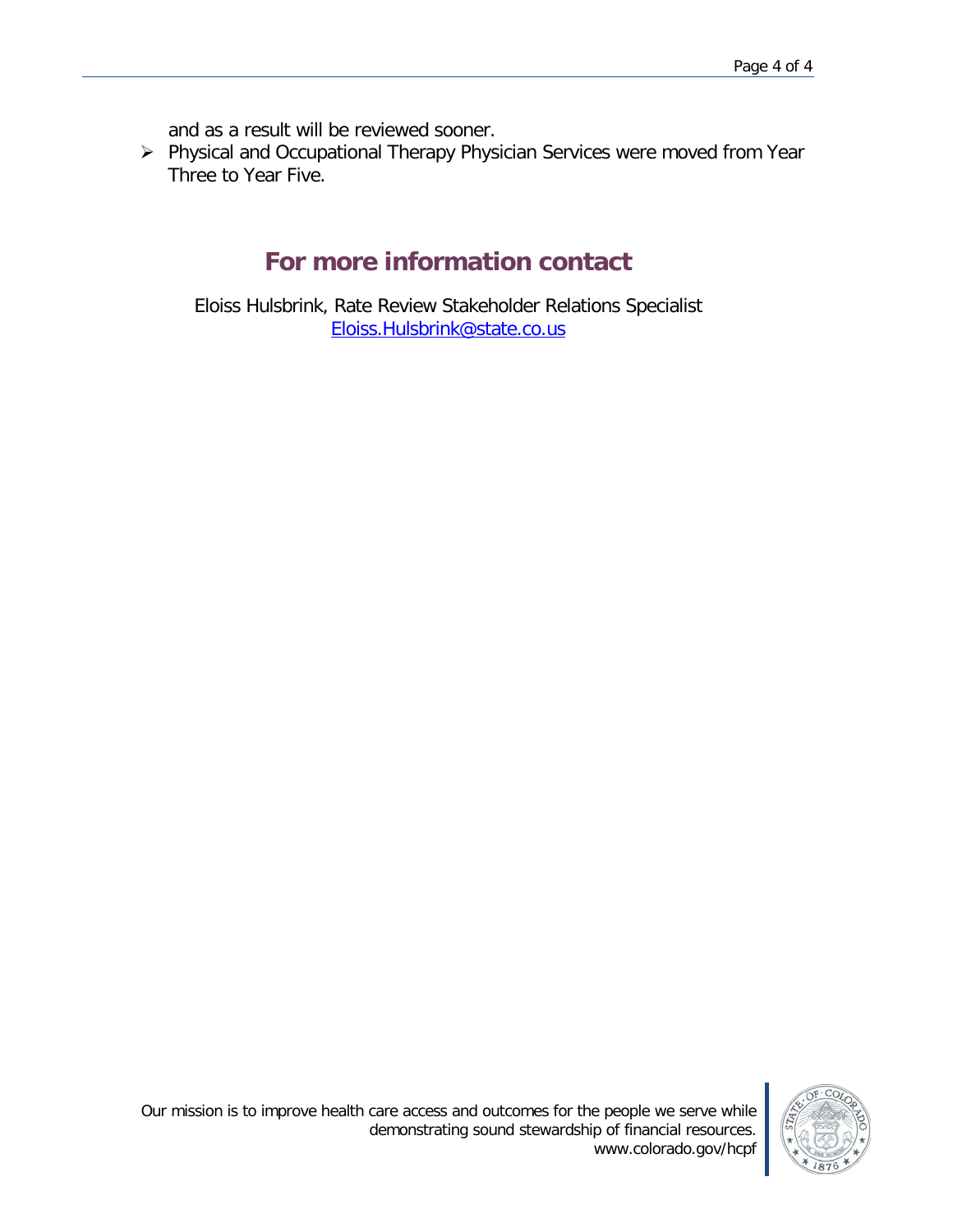and as a result will be reviewed sooner.

- Physical and Occupational Therapy Physician Services were moved from Year Three to Year Five.

## For more information contact

Eloiss Hulsbrink, Rate Review Stakeholder Relations Specialist
Eloiss.Hulsbrink@state.co.us

Our mission is to improve health care access and outcomes for the people we serve while demonstrating sound stewardship of financial resources.
www.colorado.gov/hcpf